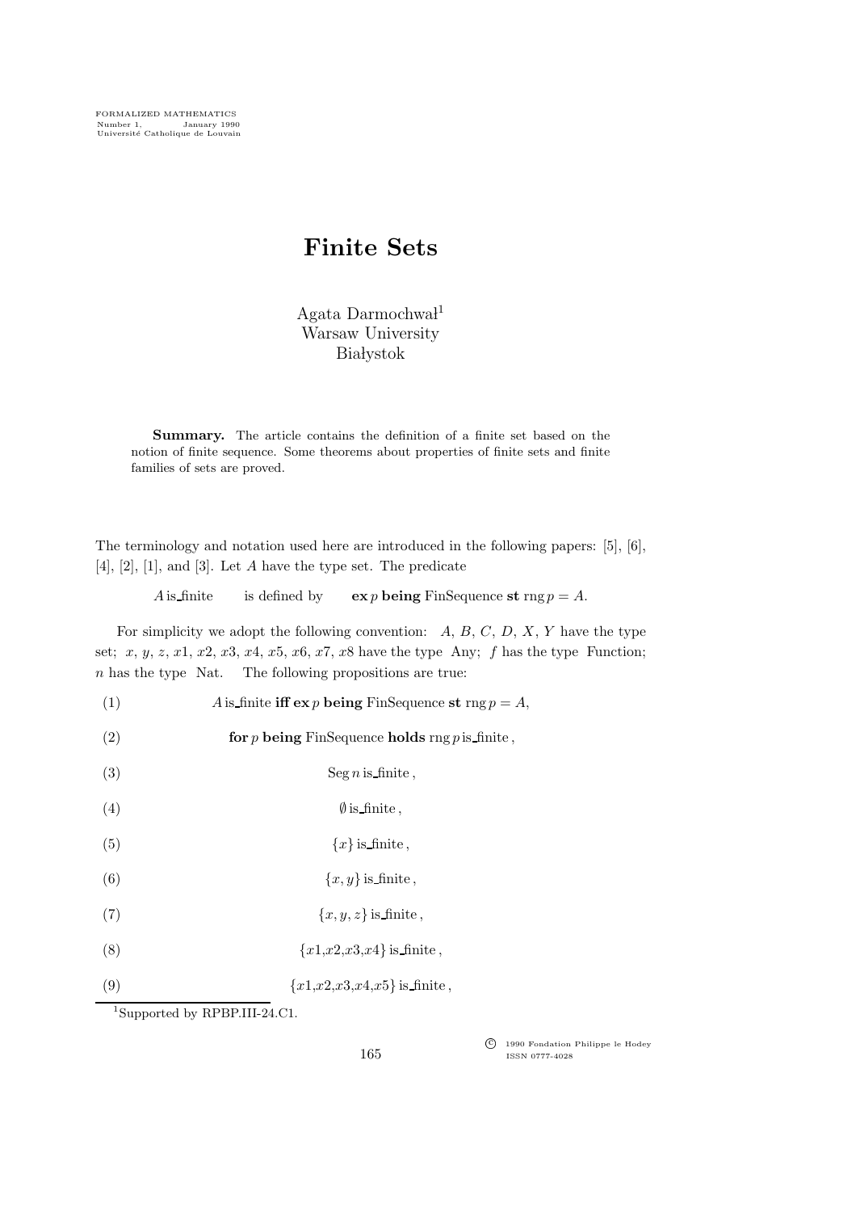FORMALIZED MATHEMATICS
Number 1, January 1990
Université Catholique de Louvain

# Finite Sets

Agata Darmochwał[1]
Warsaw University
Białystok

**Summary.** The article contains the definition of a finite set based on the notion of finite sequence. Some theorems about properties of finite sets and finite families of sets are proved.

The terminology and notation used here are introduced in the following papers: [5], [6], [4], [2], [1], and [3]. Let $A$ have the type set. The predicate

$A$ is_finite  is defined by  **ex** $p$ **being** FinSequence **st** rng $p = A$.

For simplicity we adopt the following convention: $A$, $B$, $C$, $D$, $X$, $Y$ have the type set; $x$, $y$, $z$, $x1$, $x2$, $x3$, $x4$, $x5$, $x6$, $x7$, $x8$ have the type Any; $f$ has the type Function; $n$ has the type Nat. The following propositions are true:

(1) $A$ is_finite **iff ex** $p$ **being** FinSequence **st** rng $p = A$,

(2) **for** $p$ **being** FinSequence **holds** rng $p$ is_finite ,

(3) Seg $n$ is_finite ,

(4) $\emptyset$ is_finite ,

(5) $\{x\}$ is_finite ,

(6) $\{x, y\}$ is_finite ,

(7) $\{x, y, z\}$ is_finite ,

(8) $\{x1,x2,x3,x4\}$ is_finite ,

(9) $\{x1,x2,x3,x4,x5\}$ is_finite ,

[1]Supported by RPBP.III-24.C1.

© 1990 Fondation Philippe le Hodey
ISSN 0777-4028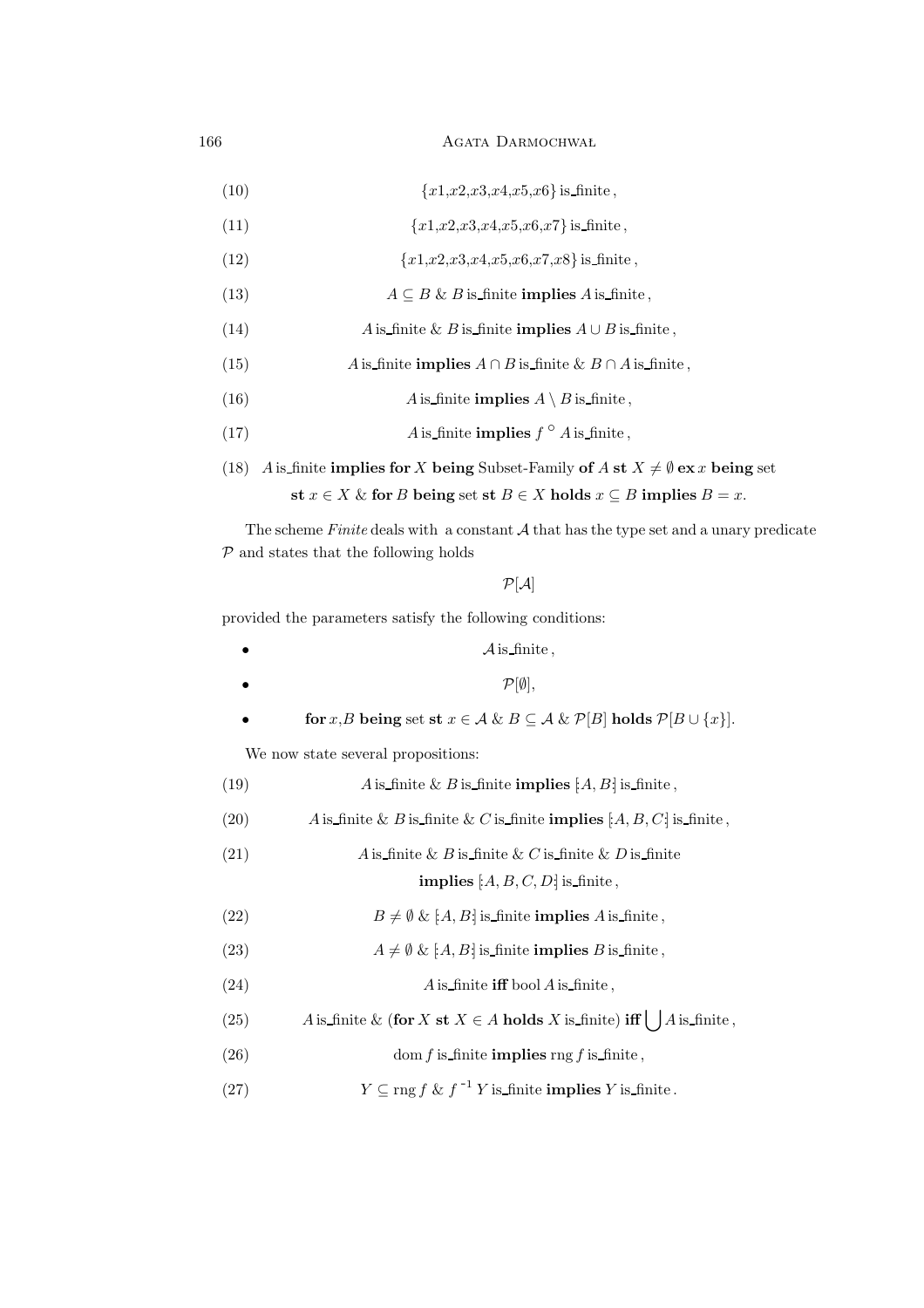$$\{x1, x2, x3, x4, x5, x6\} \text{ is\_finite}, \tag{10}$$

$$\{x1, x2, x3, x4, x5, x6, x7\} \text{ is\_finite}, \tag{11}$$

$$\{x1, x2, x3, x4, x5, x6, x7, x8\} \text{ is\_finite}, \tag{12}$$

$$A \subseteq B \;\&\; B \text{ is\_finite } \textbf{implies } A \text{ is\_finite}, \tag{13}$$

$$A \text{ is\_finite } \& \; B \text{ is\_finite } \textbf{implies } A \cup B \text{ is\_finite}, \tag{14}$$

$$A \text{ is\_finite } \textbf{implies } A \cap B \text{ is\_finite } \& \; B \cap A \text{ is\_finite}, \tag{15}$$

$$A \text{ is\_finite } \textbf{implies } A \setminus B \text{ is\_finite}, \tag{16}$$

$$A \text{ is\_finite } \textbf{implies } f\,^{\circ}\,A \text{ is\_finite}, \tag{17}$$

(18) $A$ is_finite **implies for** $X$ **being** Subset-Family **of** $A$ **st** $X \neq \emptyset$ **ex** $x$ **being** set **st** $x \in X$ & **for** $B$ **being** set **st** $B \in X$ **holds** $x \subseteq B$ **implies** $B = x$.

The scheme *Finite* deals with a constant $\mathcal{A}$ that has the type set and a unary predicate $\mathcal{P}$ and states that the following holds

$$\mathcal{P}[\mathcal{A}]$$

provided the parameters satisfy the following conditions:

- $\mathcal{A}$ is_finite,
- $\mathcal{P}[\emptyset]$,
- **for** $x$,$B$ **being** set **st** $x \in \mathcal{A}$ & $B \subseteq \mathcal{A}$ & $\mathcal{P}[B]$ **holds** $\mathcal{P}[B \cup \{x\}]$.

We now state several propositions:

$$A \text{ is\_finite } \& \; B \text{ is\_finite } \textbf{implies } [:A, B:] \text{ is\_finite}, \tag{19}$$

$$A \text{ is\_finite } \& \; B \text{ is\_finite } \& \; C \text{ is\_finite } \textbf{implies } [:A, B, C:] \text{ is\_finite}, \tag{20}$$

(21) $A$ is_finite & $B$ is_finite & $C$ is_finite & $D$ is_finite **implies** $[:A, B, C, D:]$ is_finite,

$$B \neq \emptyset \;\&\; [:A, B:] \text{ is\_finite } \textbf{implies } A \text{ is\_finite}, \tag{22}$$

$$A \neq \emptyset \;\&\; [:A, B:] \text{ is\_finite } \textbf{implies } B \text{ is\_finite}, \tag{23}$$

$$A \text{ is\_finite } \textbf{iff } \operatorname{bool} A \text{ is\_finite}, \tag{24}$$

$$A \text{ is\_finite } \& \; (\textbf{for } X \textbf{ st } X \in A \textbf{ holds } X \text{ is\_finite}) \textbf{ iff } \bigcup A \text{ is\_finite}, \tag{25}$$

$$\operatorname{dom} f \text{ is\_finite } \textbf{implies } \operatorname{rng} f \text{ is\_finite}, \tag{26}$$

$$Y \subseteq \operatorname{rng} f \;\&\; f^{\,-1}\,Y \text{ is\_finite } \textbf{implies } Y \text{ is\_finite}. \tag{27}$$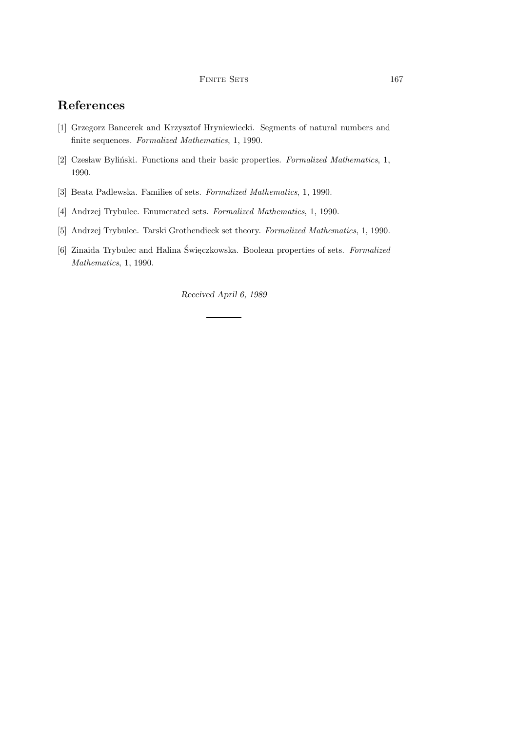## References

[1] Grzegorz Bancerek and Krzysztof Hryniewiecki. Segments of natural numbers and finite sequences. *Formalized Mathematics*, 1, 1990.

[2] Czesław Byliński. Functions and their basic properties. *Formalized Mathematics*, 1, 1990.

[3] Beata Padlewska. Families of sets. *Formalized Mathematics*, 1, 1990.

[4] Andrzej Trybulec. Enumerated sets. *Formalized Mathematics*, 1, 1990.

[5] Andrzej Trybulec. Tarski Grothendieck set theory. *Formalized Mathematics*, 1, 1990.

[6] Zinaida Trybulec and Halina Święczkowska. Boolean properties of sets. *Formalized Mathematics*, 1, 1990.

*Received April 6, 1989*